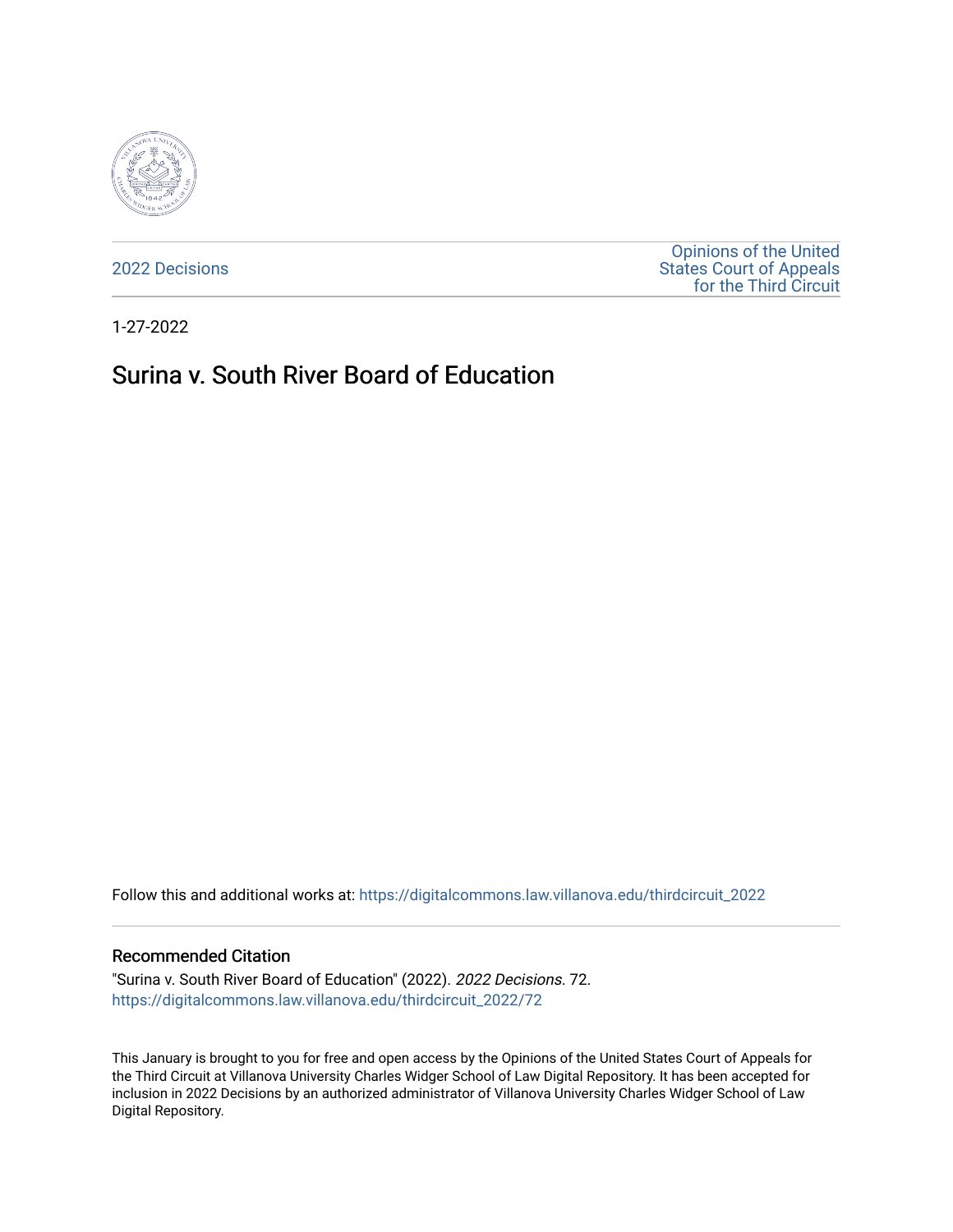2022 Decisions

Opinions of the United States Court of Appeals for the Third Circuit

1-27-2022

# Surina v. South River Board of Education

Follow this and additional works at: https://digitalcommons.law.villanova.edu/thirdcircuit_2022

## Recommended Citation

"Surina v. South River Board of Education" (2022). *2022 Decisions*. 72.
https://digitalcommons.law.villanova.edu/thirdcircuit_2022/72

This January is brought to you for free and open access by the Opinions of the United States Court of Appeals for the Third Circuit at Villanova University Charles Widger School of Law Digital Repository. It has been accepted for inclusion in 2022 Decisions by an authorized administrator of Villanova University Charles Widger School of Law Digital Repository.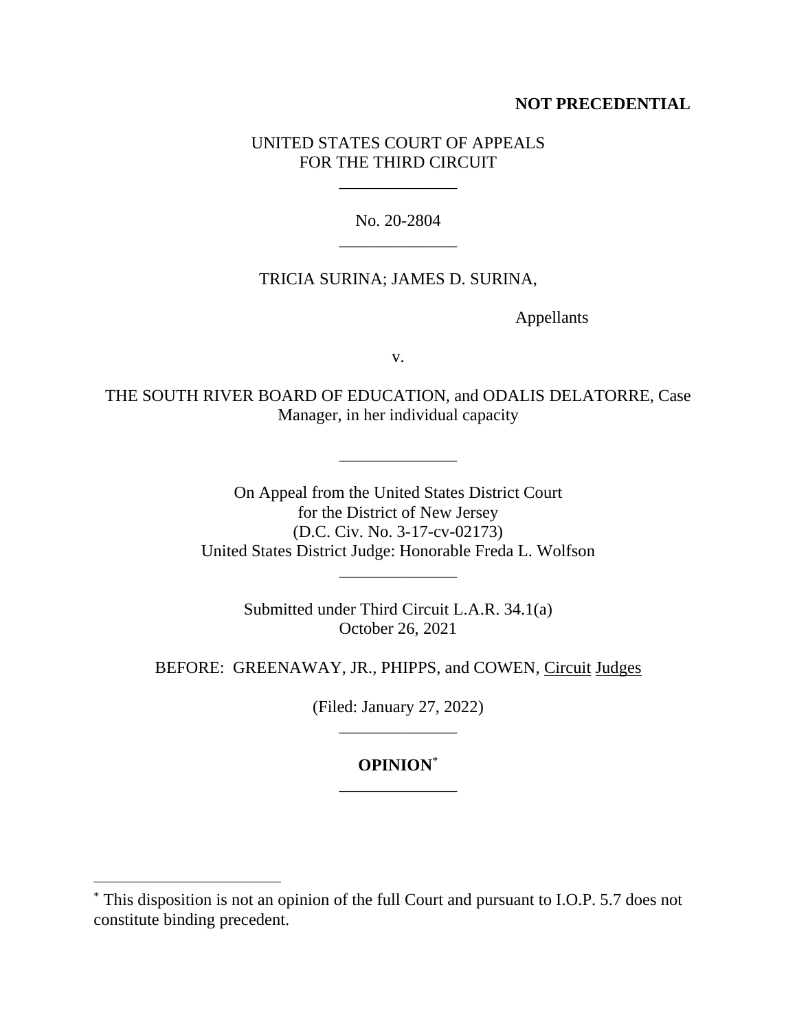**NOT PRECEDENTIAL**

UNITED STATES COURT OF APPEALS
FOR THE THIRD CIRCUIT

\_\_\_\_\_\_\_\_\_\_\_\_\_\_

No. 20-2804

\_\_\_\_\_\_\_\_\_\_\_\_\_\_

TRICIA SURINA; JAMES D. SURINA,

Appellants

v.

THE SOUTH RIVER BOARD OF EDUCATION, and ODALIS DELATORRE, Case Manager, in her individual capacity

\_\_\_\_\_\_\_\_\_\_\_\_\_\_

On Appeal from the United States District Court
for the District of New Jersey
(D.C. Civ. No. 3-17-cv-02173)
United States District Judge: Honorable Freda L. Wolfson

\_\_\_\_\_\_\_\_\_\_\_\_\_\_

Submitted under Third Circuit L.A.R. 34.1(a)
October 26, 2021

BEFORE: GREENAWAY, JR., PHIPPS, and COWEN, Circuit Judges

(Filed: January 27, 2022)

\_\_\_\_\_\_\_\_\_\_\_\_\_\_

**OPINION**[*]

\_\_\_\_\_\_\_\_\_\_\_\_\_\_

[*] This disposition is not an opinion of the full Court and pursuant to I.O.P. 5.7 does not constitute binding precedent.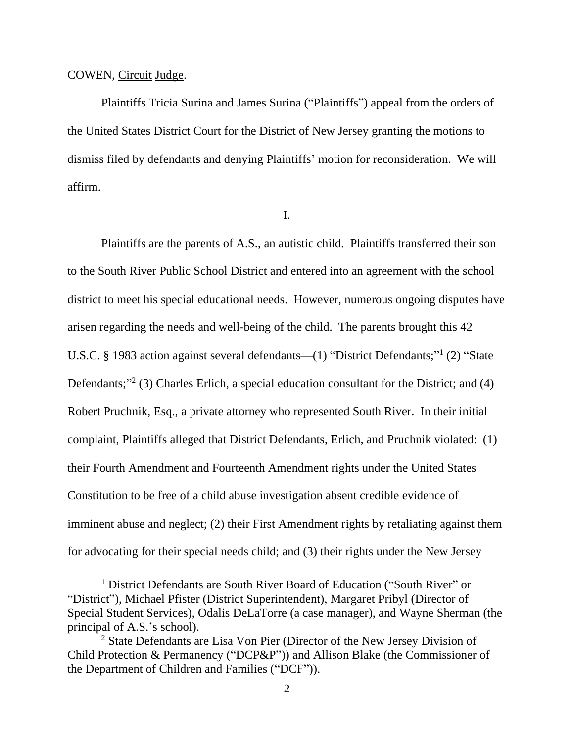COWEN, Circuit Judge.

Plaintiffs Tricia Surina and James Surina ("Plaintiffs") appeal from the orders of the United States District Court for the District of New Jersey granting the motions to dismiss filed by defendants and denying Plaintiffs' motion for reconsideration. We will affirm.

I.

Plaintiffs are the parents of A.S., an autistic child. Plaintiffs transferred their son to the South River Public School District and entered into an agreement with the school district to meet his special educational needs. However, numerous ongoing disputes have arisen regarding the needs and well-being of the child. The parents brought this 42 U.S.C. § 1983 action against several defendants—(1) "District Defendants;"[1] (2) "State Defendants;"[2] (3) Charles Erlich, a special education consultant for the District; and (4) Robert Pruchnik, Esq., a private attorney who represented South River. In their initial complaint, Plaintiffs alleged that District Defendants, Erlich, and Pruchnik violated: (1) their Fourth Amendment and Fourteenth Amendment rights under the United States Constitution to be free of a child abuse investigation absent credible evidence of imminent abuse and neglect; (2) their First Amendment rights by retaliating against them for advocating for their special needs child; and (3) their rights under the New Jersey

[1] District Defendants are South River Board of Education ("South River" or "District"), Michael Pfister (District Superintendent), Margaret Pribyl (Director of Special Student Services), Odalis DeLaTorre (a case manager), and Wayne Sherman (the principal of A.S.'s school).

[2] State Defendants are Lisa Von Pier (Director of the New Jersey Division of Child Protection & Permanency ("DCP&P")) and Allison Blake (the Commissioner of the Department of Children and Families ("DCF")).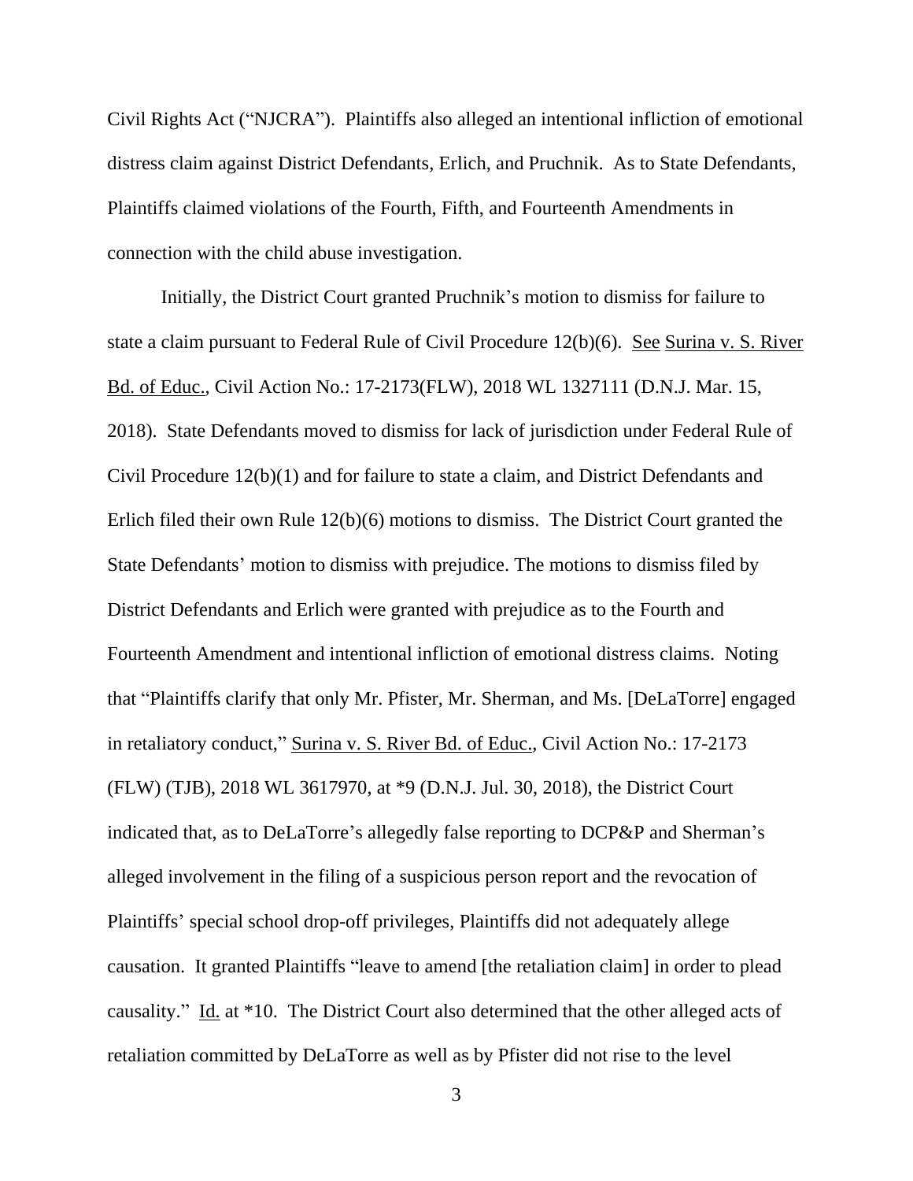Civil Rights Act ("NJCRA"). Plaintiffs also alleged an intentional infliction of emotional distress claim against District Defendants, Erlich, and Pruchnik. As to State Defendants, Plaintiffs claimed violations of the Fourth, Fifth, and Fourteenth Amendments in connection with the child abuse investigation.

Initially, the District Court granted Pruchnik's motion to dismiss for failure to state a claim pursuant to Federal Rule of Civil Procedure 12(b)(6). See Surina v. S. River Bd. of Educ., Civil Action No.: 17-2173(FLW), 2018 WL 1327111 (D.N.J. Mar. 15, 2018). State Defendants moved to dismiss for lack of jurisdiction under Federal Rule of Civil Procedure 12(b)(1) and for failure to state a claim, and District Defendants and Erlich filed their own Rule 12(b)(6) motions to dismiss. The District Court granted the State Defendants' motion to dismiss with prejudice. The motions to dismiss filed by District Defendants and Erlich were granted with prejudice as to the Fourth and Fourteenth Amendment and intentional infliction of emotional distress claims. Noting that "Plaintiffs clarify that only Mr. Pfister, Mr. Sherman, and Ms. [DeLaTorre] engaged in retaliatory conduct," Surina v. S. River Bd. of Educ., Civil Action No.: 17-2173 (FLW) (TJB), 2018 WL 3617970, at *9 (D.N.J. Jul. 30, 2018), the District Court indicated that, as to DeLaTorre's allegedly false reporting to DCP&P and Sherman's alleged involvement in the filing of a suspicious person report and the revocation of Plaintiffs' special school drop-off privileges, Plaintiffs did not adequately allege causation. It granted Plaintiffs "leave to amend [the retaliation claim] in order to plead causality." Id. at *10. The District Court also determined that the other alleged acts of retaliation committed by DeLaTorre as well as by Pfister did not rise to the level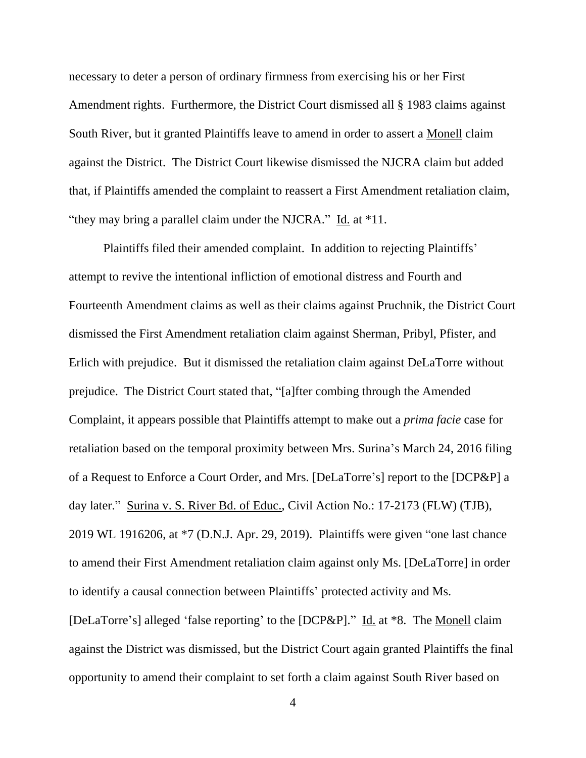necessary to deter a person of ordinary firmness from exercising his or her First Amendment rights. Furthermore, the District Court dismissed all § 1983 claims against South River, but it granted Plaintiffs leave to amend in order to assert a Monell claim against the District. The District Court likewise dismissed the NJCRA claim but added that, if Plaintiffs amended the complaint to reassert a First Amendment retaliation claim, "they may bring a parallel claim under the NJCRA." Id. at *11.

Plaintiffs filed their amended complaint. In addition to rejecting Plaintiffs' attempt to revive the intentional infliction of emotional distress and Fourth and Fourteenth Amendment claims as well as their claims against Pruchnik, the District Court dismissed the First Amendment retaliation claim against Sherman, Pribyl, Pfister, and Erlich with prejudice. But it dismissed the retaliation claim against DeLaTorre without prejudice. The District Court stated that, "[a]fter combing through the Amended Complaint, it appears possible that Plaintiffs attempt to make out a *prima facie* case for retaliation based on the temporal proximity between Mrs. Surina's March 24, 2016 filing of a Request to Enforce a Court Order, and Mrs. [DeLaTorre's] report to the [DCP&P] a day later." Surina v. S. River Bd. of Educ., Civil Action No.: 17-2173 (FLW) (TJB), 2019 WL 1916206, at *7 (D.N.J. Apr. 29, 2019). Plaintiffs were given "one last chance to amend their First Amendment retaliation claim against only Ms. [DeLaTorre] in order to identify a causal connection between Plaintiffs' protected activity and Ms. [DeLaTorre's] alleged 'false reporting' to the [DCP&P]." Id. at *8. The Monell claim against the District was dismissed, but the District Court again granted Plaintiffs the final opportunity to amend their complaint to set forth a claim against South River based on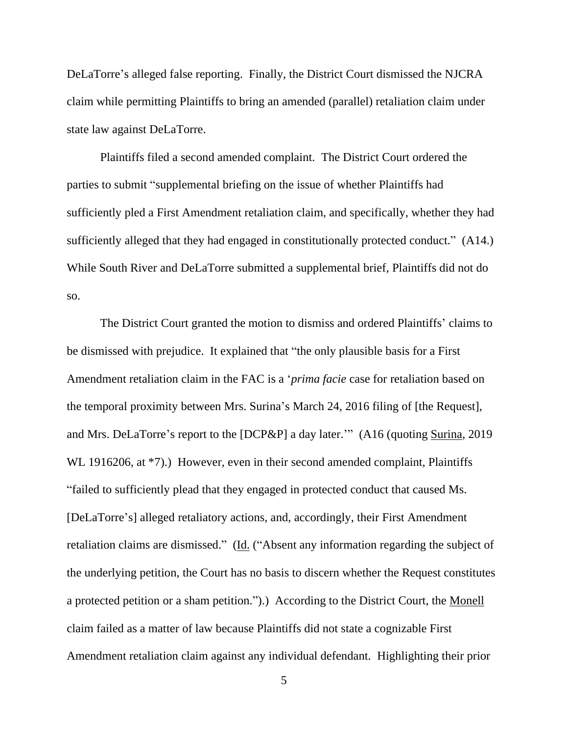DeLaTorre's alleged false reporting. Finally, the District Court dismissed the NJCRA claim while permitting Plaintiffs to bring an amended (parallel) retaliation claim under state law against DeLaTorre.

Plaintiffs filed a second amended complaint. The District Court ordered the parties to submit "supplemental briefing on the issue of whether Plaintiffs had sufficiently pled a First Amendment retaliation claim, and specifically, whether they had sufficiently alleged that they had engaged in constitutionally protected conduct." (A14.) While South River and DeLaTorre submitted a supplemental brief, Plaintiffs did not do so.

The District Court granted the motion to dismiss and ordered Plaintiffs' claims to be dismissed with prejudice. It explained that "the only plausible basis for a First Amendment retaliation claim in the FAC is a '*prima facie* case for retaliation based on the temporal proximity between Mrs. Surina's March 24, 2016 filing of [the Request], and Mrs. DeLaTorre's report to the [DCP&P] a day later.'" (A16 (quoting Surina, 2019 WL 1916206, at *7).) However, even in their second amended complaint, Plaintiffs "failed to sufficiently plead that they engaged in protected conduct that caused Ms. [DeLaTorre's] alleged retaliatory actions, and, accordingly, their First Amendment retaliation claims are dismissed." (Id. ("Absent any information regarding the subject of the underlying petition, the Court has no basis to discern whether the Request constitutes a protected petition or a sham petition.").) According to the District Court, the Monell claim failed as a matter of law because Plaintiffs did not state a cognizable First Amendment retaliation claim against any individual defendant. Highlighting their prior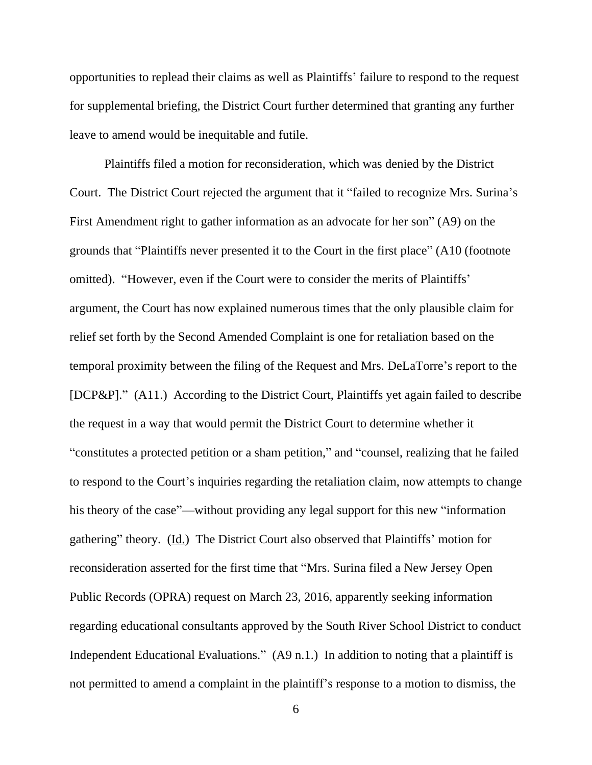opportunities to replead their claims as well as Plaintiffs' failure to respond to the request for supplemental briefing, the District Court further determined that granting any further leave to amend would be inequitable and futile.

Plaintiffs filed a motion for reconsideration, which was denied by the District Court. The District Court rejected the argument that it "failed to recognize Mrs. Surina's First Amendment right to gather information as an advocate for her son" (A9) on the grounds that "Plaintiffs never presented it to the Court in the first place" (A10 (footnote omitted). "However, even if the Court were to consider the merits of Plaintiffs' argument, the Court has now explained numerous times that the only plausible claim for relief set forth by the Second Amended Complaint is one for retaliation based on the temporal proximity between the filing of the Request and Mrs. DeLaTorre's report to the [DCP&P]." (A11.) According to the District Court, Plaintiffs yet again failed to describe the request in a way that would permit the District Court to determine whether it "constitutes a protected petition or a sham petition," and "counsel, realizing that he failed to respond to the Court's inquiries regarding the retaliation claim, now attempts to change his theory of the case"—without providing any legal support for this new "information gathering" theory. (Id.) The District Court also observed that Plaintiffs' motion for reconsideration asserted for the first time that "Mrs. Surina filed a New Jersey Open Public Records (OPRA) request on March 23, 2016, apparently seeking information regarding educational consultants approved by the South River School District to conduct Independent Educational Evaluations." (A9 n.1.) In addition to noting that a plaintiff is not permitted to amend a complaint in the plaintiff's response to a motion to dismiss, the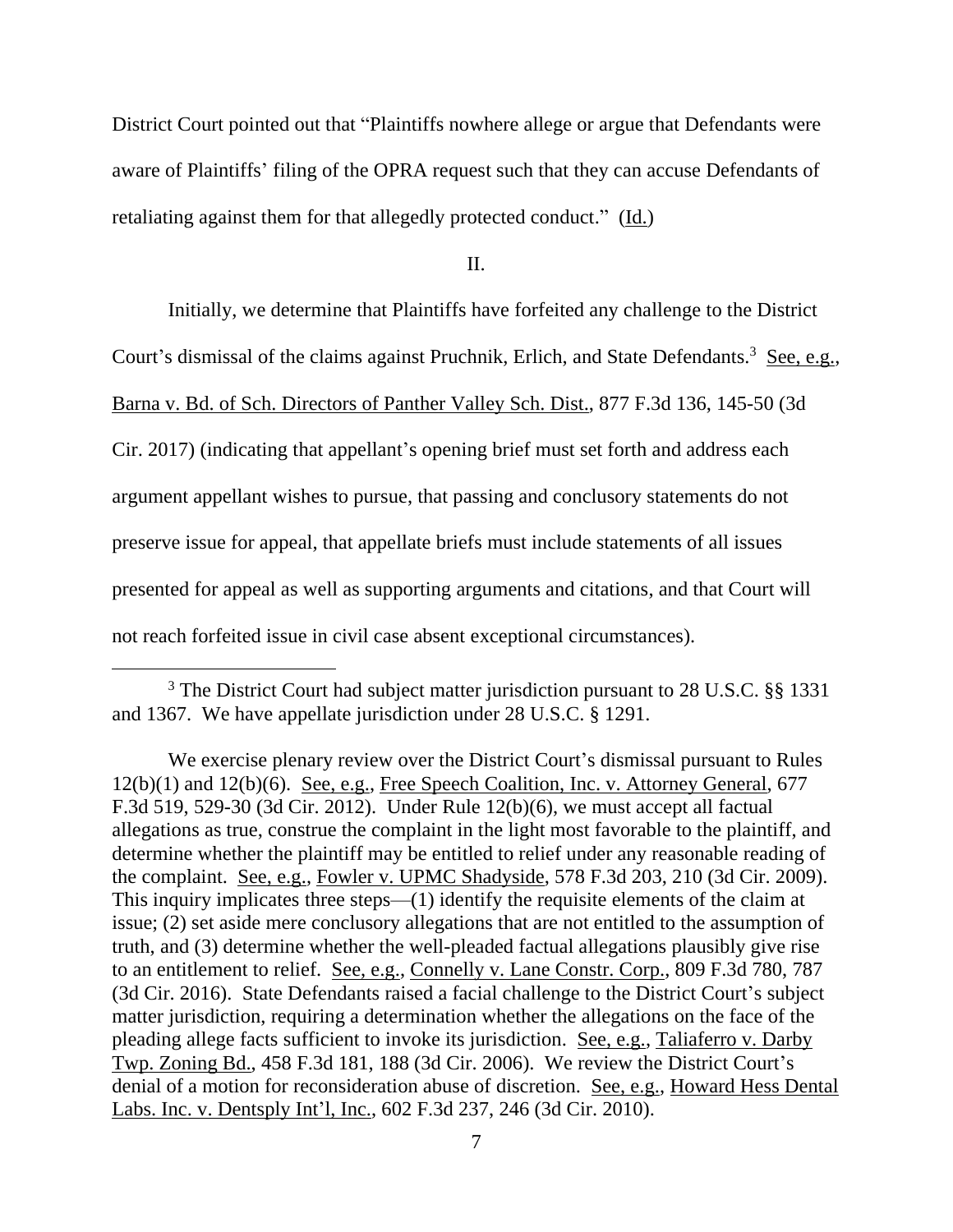District Court pointed out that "Plaintiffs nowhere allege or argue that Defendants were aware of Plaintiffs' filing of the OPRA request such that they can accuse Defendants of retaliating against them for that allegedly protected conduct." (Id.)

II.

Initially, we determine that Plaintiffs have forfeited any challenge to the District Court's dismissal of the claims against Pruchnik, Erlich, and State Defendants.[3] See, e.g., Barna v. Bd. of Sch. Directors of Panther Valley Sch. Dist., 877 F.3d 136, 145-50 (3d Cir. 2017) (indicating that appellant's opening brief must set forth and address each argument appellant wishes to pursue, that passing and conclusory statements do not preserve issue for appeal, that appellate briefs must include statements of all issues presented for appeal as well as supporting arguments and citations, and that Court will not reach forfeited issue in civil case absent exceptional circumstances).

---

[3] The District Court had subject matter jurisdiction pursuant to 28 U.S.C. §§ 1331 and 1367. We have appellate jurisdiction under 28 U.S.C. § 1291.

We exercise plenary review over the District Court's dismissal pursuant to Rules 12(b)(1) and 12(b)(6). See, e.g., Free Speech Coalition, Inc. v. Attorney General, 677 F.3d 519, 529-30 (3d Cir. 2012). Under Rule 12(b)(6), we must accept all factual allegations as true, construe the complaint in the light most favorable to the plaintiff, and determine whether the plaintiff may be entitled to relief under any reasonable reading of the complaint. See, e.g., Fowler v. UPMC Shadyside, 578 F.3d 203, 210 (3d Cir. 2009). This inquiry implicates three steps—(1) identify the requisite elements of the claim at issue; (2) set aside mere conclusory allegations that are not entitled to the assumption of truth, and (3) determine whether the well-pleaded factual allegations plausibly give rise to an entitlement to relief. See, e.g., Connelly v. Lane Constr. Corp., 809 F.3d 780, 787 (3d Cir. 2016). State Defendants raised a facial challenge to the District Court's subject matter jurisdiction, requiring a determination whether the allegations on the face of the pleading allege facts sufficient to invoke its jurisdiction. See, e.g., Taliaferro v. Darby Twp. Zoning Bd., 458 F.3d 181, 188 (3d Cir. 2006). We review the District Court's denial of a motion for reconsideration abuse of discretion. See, e.g., Howard Hess Dental Labs. Inc. v. Dentsply Int'l, Inc., 602 F.3d 237, 246 (3d Cir. 2010).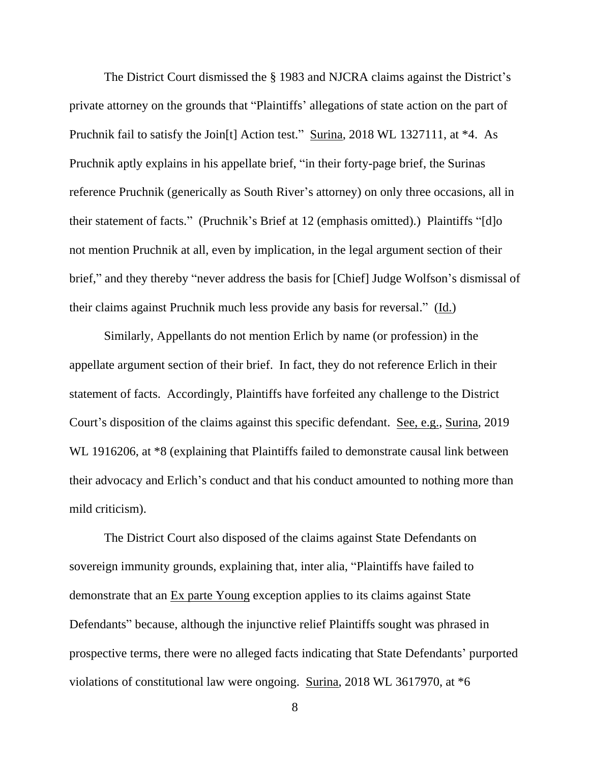The District Court dismissed the § 1983 and NJCRA claims against the District's private attorney on the grounds that "Plaintiffs' allegations of state action on the part of Pruchnik fail to satisfy the Join[t] Action test." Surina, 2018 WL 1327111, at *4. As Pruchnik aptly explains in his appellate brief, "in their forty-page brief, the Surinas reference Pruchnik (generically as South River's attorney) on only three occasions, all in their statement of facts." (Pruchnik's Brief at 12 (emphasis omitted).) Plaintiffs "[d]o not mention Pruchnik at all, even by implication, in the legal argument section of their brief," and they thereby "never address the basis for [Chief] Judge Wolfson's dismissal of their claims against Pruchnik much less provide any basis for reversal." (Id.)

Similarly, Appellants do not mention Erlich by name (or profession) in the appellate argument section of their brief. In fact, they do not reference Erlich in their statement of facts. Accordingly, Plaintiffs have forfeited any challenge to the District Court's disposition of the claims against this specific defendant. See, e.g., Surina, 2019 WL 1916206, at *8 (explaining that Plaintiffs failed to demonstrate causal link between their advocacy and Erlich's conduct and that his conduct amounted to nothing more than mild criticism).

The District Court also disposed of the claims against State Defendants on sovereign immunity grounds, explaining that, inter alia, "Plaintiffs have failed to demonstrate that an Ex parte Young exception applies to its claims against State Defendants" because, although the injunctive relief Plaintiffs sought was phrased in prospective terms, there were no alleged facts indicating that State Defendants' purported violations of constitutional law were ongoing. Surina, 2018 WL 3617970, at *6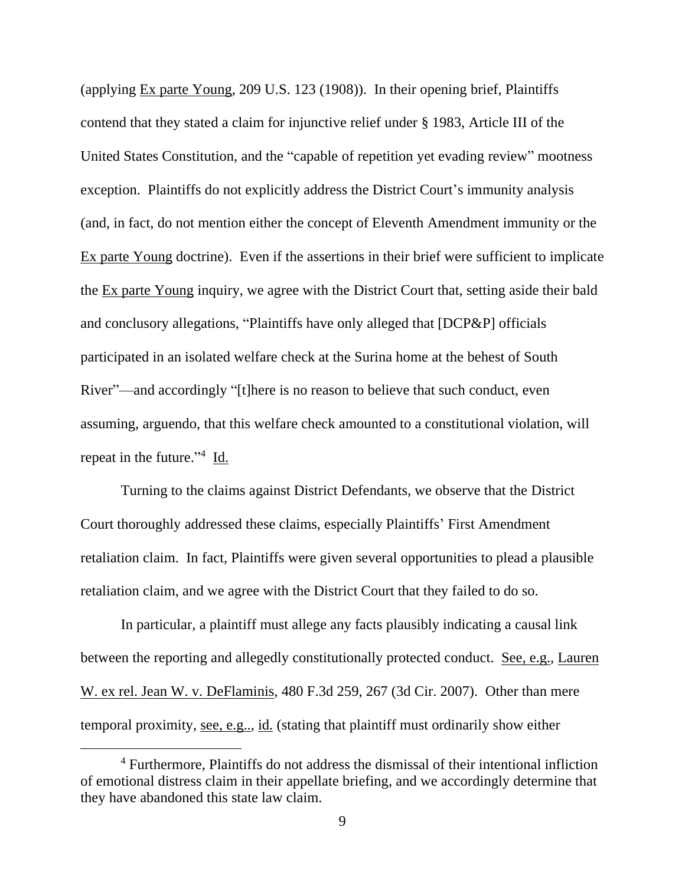(applying Ex parte Young, 209 U.S. 123 (1908)). In their opening brief, Plaintiffs contend that they stated a claim for injunctive relief under § 1983, Article III of the United States Constitution, and the "capable of repetition yet evading review" mootness exception. Plaintiffs do not explicitly address the District Court's immunity analysis (and, in fact, do not mention either the concept of Eleventh Amendment immunity or the Ex parte Young doctrine). Even if the assertions in their brief were sufficient to implicate the Ex parte Young inquiry, we agree with the District Court that, setting aside their bald and conclusory allegations, "Plaintiffs have only alleged that [DCP&P] officials participated in an isolated welfare check at the Surina home at the behest of South River"—and accordingly "[t]here is no reason to believe that such conduct, even assuming, arguendo, that this welfare check amounted to a constitutional violation, will repeat in the future."[4] Id.

Turning to the claims against District Defendants, we observe that the District Court thoroughly addressed these claims, especially Plaintiffs' First Amendment retaliation claim. In fact, Plaintiffs were given several opportunities to plead a plausible retaliation claim, and we agree with the District Court that they failed to do so.

In particular, a plaintiff must allege any facts plausibly indicating a causal link between the reporting and allegedly constitutionally protected conduct. See, e.g., Lauren W. ex rel. Jean W. v. DeFlaminis, 480 F.3d 259, 267 (3d Cir. 2007). Other than mere temporal proximity, see, e.g.., id. (stating that plaintiff must ordinarily show either

[4] Furthermore, Plaintiffs do not address the dismissal of their intentional infliction of emotional distress claim in their appellate briefing, and we accordingly determine that they have abandoned this state law claim.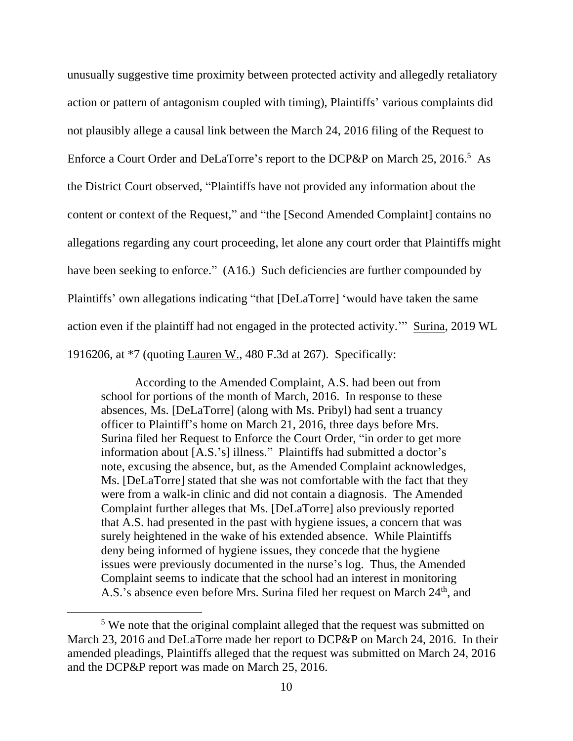unusually suggestive time proximity between protected activity and allegedly retaliatory action or pattern of antagonism coupled with timing), Plaintiffs' various complaints did not plausibly allege a causal link between the March 24, 2016 filing of the Request to Enforce a Court Order and DeLaTorre's report to the DCP&P on March 25, 2016.[5] As the District Court observed, "Plaintiffs have not provided any information about the content or context of the Request," and "the [Second Amended Complaint] contains no allegations regarding any court proceeding, let alone any court order that Plaintiffs might have been seeking to enforce." (A16.) Such deficiencies are further compounded by Plaintiffs' own allegations indicating "that [DeLaTorre] 'would have taken the same action even if the plaintiff had not engaged in the protected activity.'" Surina, 2019 WL 1916206, at *7 (quoting Lauren W., 480 F.3d at 267). Specifically:

> According to the Amended Complaint, A.S. had been out from school for portions of the month of March, 2016. In response to these absences, Ms. [DeLaTorre] (along with Ms. Pribyl) had sent a truancy officer to Plaintiff's home on March 21, 2016, three days before Mrs. Surina filed her Request to Enforce the Court Order, "in order to get more information about [A.S.'s] illness." Plaintiffs had submitted a doctor's note, excusing the absence, but, as the Amended Complaint acknowledges, Ms. [DeLaTorre] stated that she was not comfortable with the fact that they were from a walk-in clinic and did not contain a diagnosis. The Amended Complaint further alleges that Ms. [DeLaTorre] also previously reported that A.S. had presented in the past with hygiene issues, a concern that was surely heightened in the wake of his extended absence. While Plaintiffs deny being informed of hygiene issues, they concede that the hygiene issues were previously documented in the nurse's log. Thus, the Amended Complaint seems to indicate that the school had an interest in monitoring A.S.'s absence even before Mrs. Surina filed her request on March 24th, and

[5] We note that the original complaint alleged that the request was submitted on March 23, 2016 and DeLaTorre made her report to DCP&P on March 24, 2016. In their amended pleadings, Plaintiffs alleged that the request was submitted on March 24, 2016 and the DCP&P report was made on March 25, 2016.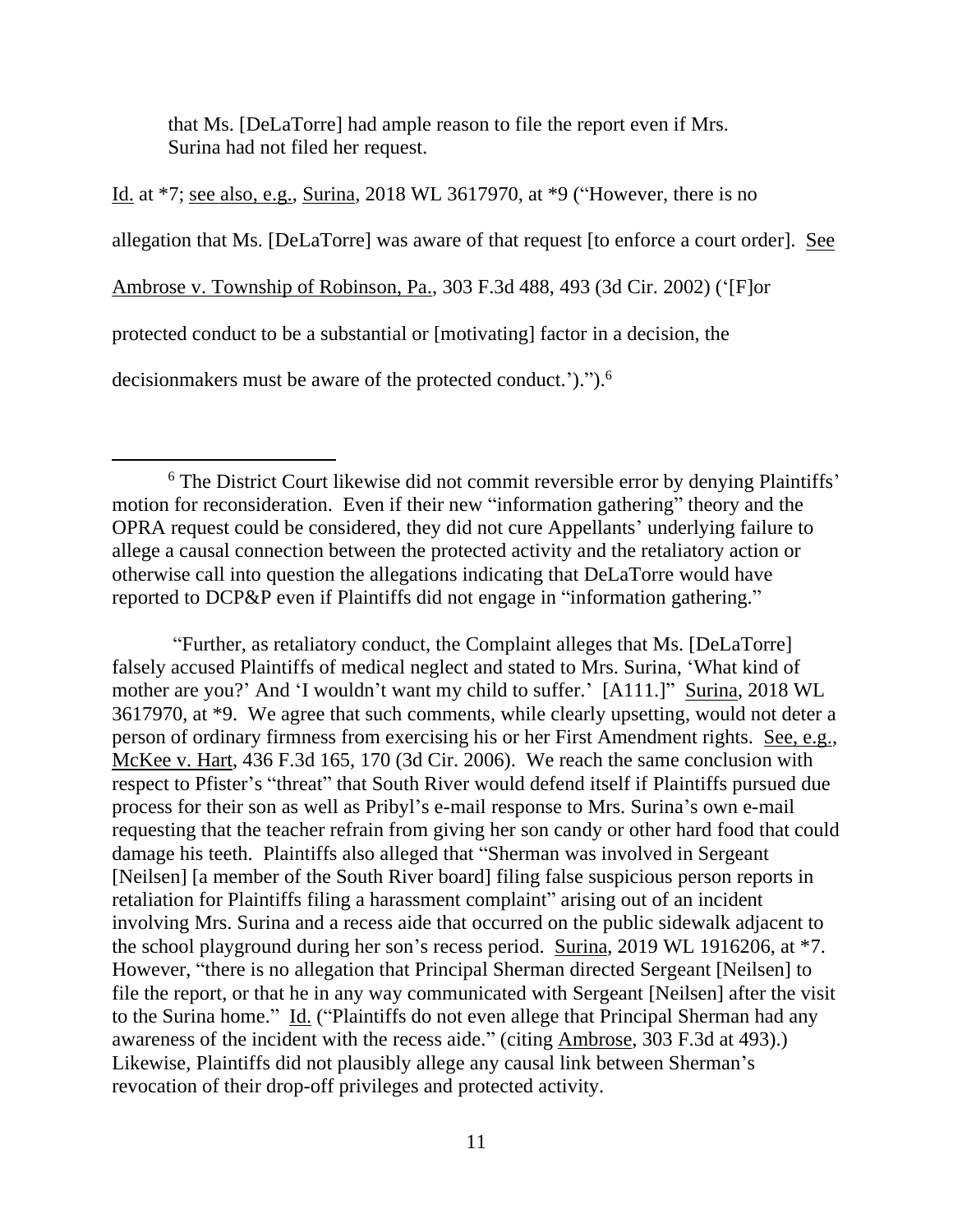that Ms. [DeLaTorre] had ample reason to file the report even if Mrs. Surina had not filed her request.

Id. at *7; see also, e.g., Surina, 2018 WL 3617970, at *9 ("However, there is no allegation that Ms. [DeLaTorre] was aware of that request [to enforce a court order]. See Ambrose v. Township of Robinson, Pa., 303 F.3d 488, 493 (3d Cir. 2002) ('[F]or protected conduct to be a substantial or [motivating] factor in a decision, the decisionmakers must be aware of the protected conduct.')").[6]

---

[6] The District Court likewise did not commit reversible error by denying Plaintiffs' motion for reconsideration. Even if their new "information gathering" theory and the OPRA request could be considered, they did not cure Appellants' underlying failure to allege a causal connection between the protected activity and the retaliatory action or otherwise call into question the allegations indicating that DeLaTorre would have reported to DCP&P even if Plaintiffs did not engage in "information gathering."

"Further, as retaliatory conduct, the Complaint alleges that Ms. [DeLaTorre] falsely accused Plaintiffs of medical neglect and stated to Mrs. Surina, 'What kind of mother are you?' And 'I wouldn't want my child to suffer.' [A111.]" Surina, 2018 WL 3617970, at *9. We agree that such comments, while clearly upsetting, would not deter a person of ordinary firmness from exercising his or her First Amendment rights. See, e.g., McKee v. Hart, 436 F.3d 165, 170 (3d Cir. 2006). We reach the same conclusion with respect to Pfister's "threat" that South River would defend itself if Plaintiffs pursued due process for their son as well as Pribyl's e-mail response to Mrs. Surina's own e-mail requesting that the teacher refrain from giving her son candy or other hard food that could damage his teeth. Plaintiffs also alleged that "Sherman was involved in Sergeant [Neilsen] [a member of the South River board] filing false suspicious person reports in retaliation for Plaintiffs filing a harassment complaint" arising out of an incident involving Mrs. Surina and a recess aide that occurred on the public sidewalk adjacent to the school playground during her son's recess period. Surina, 2019 WL 1916206, at *7. However, "there is no allegation that Principal Sherman directed Sergeant [Neilsen] to file the report, or that he in any way communicated with Sergeant [Neilsen] after the visit to the Surina home." Id. ("Plaintiffs do not even allege that Principal Sherman had any awareness of the incident with the recess aide." (citing Ambrose, 303 F.3d at 493).) Likewise, Plaintiffs did not plausibly allege any causal link between Sherman's revocation of their drop-off privileges and protected activity.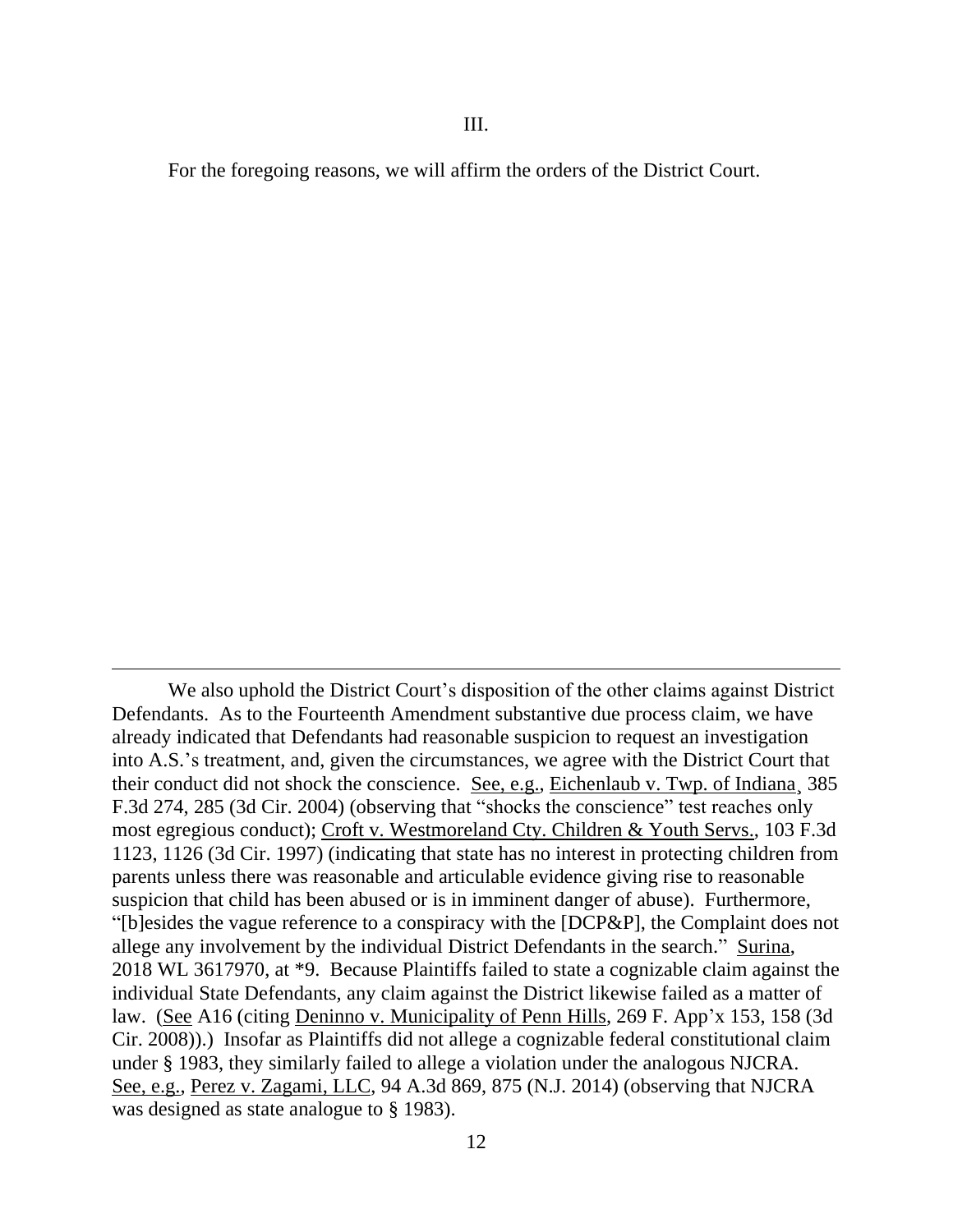## III.

For the foregoing reasons, we will affirm the orders of the District Court.

---

We also uphold the District Court's disposition of the other claims against District Defendants. As to the Fourteenth Amendment substantive due process claim, we have already indicated that Defendants had reasonable suspicion to request an investigation into A.S.'s treatment, and, given the circumstances, we agree with the District Court that their conduct did not shock the conscience. See, e.g., Eichenlaub v. Twp. of Indiana¸ 385 F.3d 274, 285 (3d Cir. 2004) (observing that "shocks the conscience" test reaches only most egregious conduct); Croft v. Westmoreland Cty. Children & Youth Servs., 103 F.3d 1123, 1126 (3d Cir. 1997) (indicating that state has no interest in protecting children from parents unless there was reasonable and articulable evidence giving rise to reasonable suspicion that child has been abused or is in imminent danger of abuse). Furthermore, "[b]esides the vague reference to a conspiracy with the [DCP&P], the Complaint does not allege any involvement by the individual District Defendants in the search." Surina, 2018 WL 3617970, at *9. Because Plaintiffs failed to state a cognizable claim against the individual State Defendants, any claim against the District likewise failed as a matter of law. (See A16 (citing Deninno v. Municipality of Penn Hills, 269 F. App'x 153, 158 (3d Cir. 2008)).) Insofar as Plaintiffs did not allege a cognizable federal constitutional claim under § 1983, they similarly failed to allege a violation under the analogous NJCRA. See, e.g., Perez v. Zagami, LLC, 94 A.3d 869, 875 (N.J. 2014) (observing that NJCRA was designed as state analogue to § 1983).